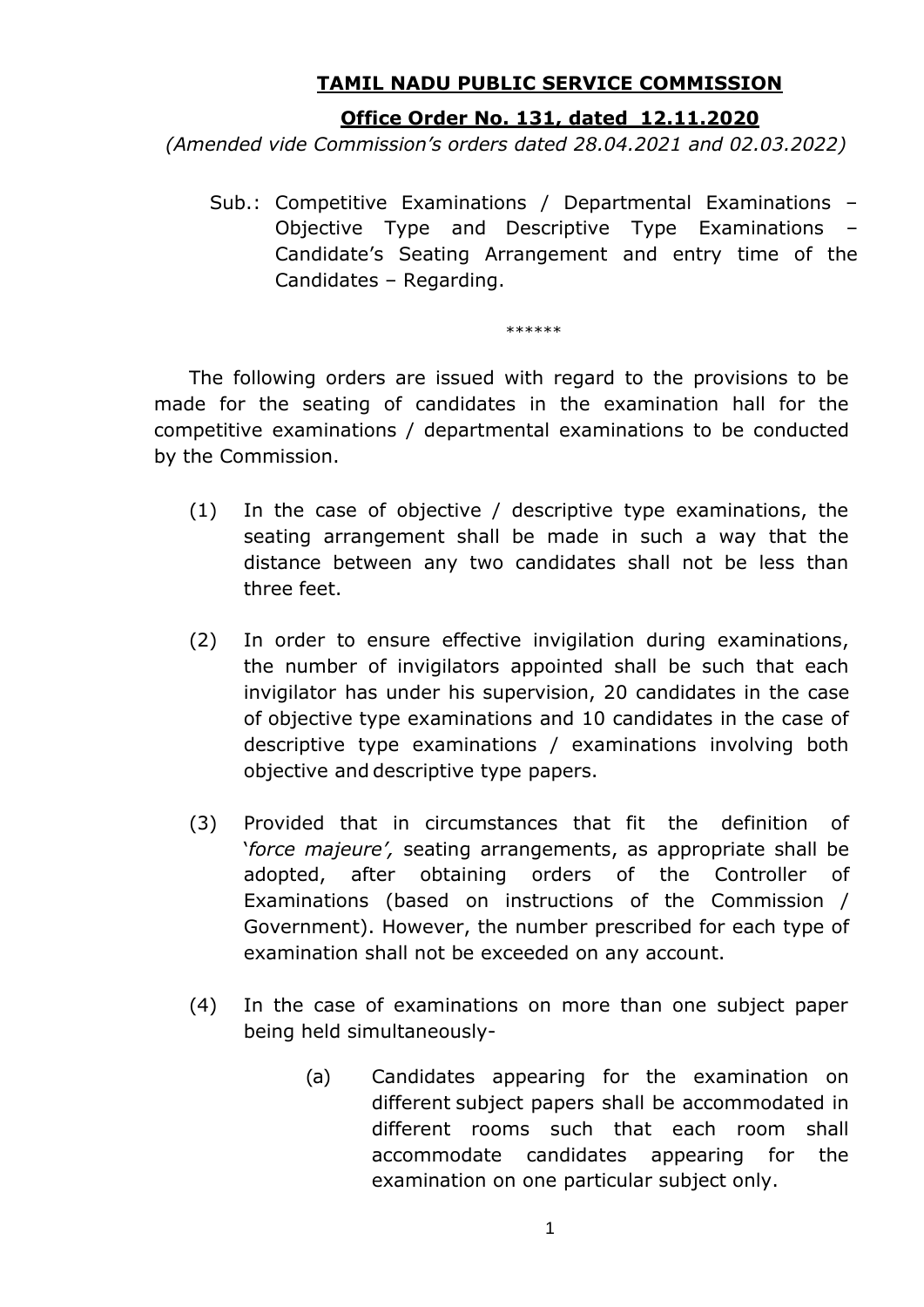# TAMIL NADU PUBLIC SERVICE COMMISSION

## Office Order No. 131, dated 12.11.2020

*(Amended vide Commission's orders dated 28.04.2021 and 02.03.2022)*

Sub.: Competitive Examinations / Departmental Examinations – Objective Type and Descriptive Type Examinations – Candidate's Seating Arrangement and entry time of the Candidates – Regarding.

******

The following orders are issued with regard to the provisions to be made for the seating of candidates in the examination hall for the competitive examinations / departmental examinations to be conducted by the Commission.

(1) In the case of objective / descriptive type examinations, the seating arrangement shall be made in such a way that the distance between any two candidates shall not be less than three feet.

(2) In order to ensure effective invigilation during examinations, the number of invigilators appointed shall be such that each invigilator has under his supervision, 20 candidates in the case of objective type examinations and 10 candidates in the case of descriptive type examinations / examinations involving both objective and descriptive type papers.

(3) Provided that in circumstances that fit the definition of '*force majeure',* seating arrangements, as appropriate shall be adopted, after obtaining orders of the Controller of Examinations (based on instructions of the Commission / Government). However, the number prescribed for each type of examination shall not be exceeded on any account.

(4) In the case of examinations on more than one subject paper being held simultaneously-

(a) Candidates appearing for the examination on different subject papers shall be accommodated in different rooms such that each room shall accommodate candidates appearing for the examination on one particular subject only.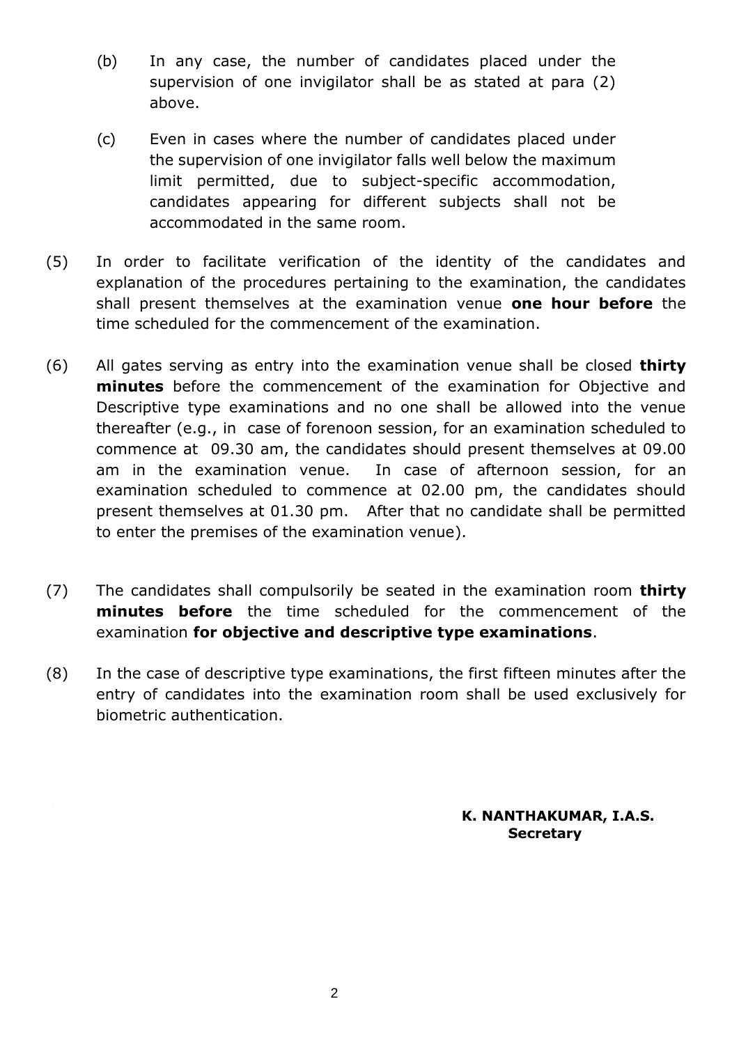(b) In any case, the number of candidates placed under the supervision of one invigilator shall be as stated at para (2) above.

(c) Even in cases where the number of candidates placed under the supervision of one invigilator falls well below the maximum limit permitted, due to subject-specific accommodation, candidates appearing for different subjects shall not be accommodated in the same room.

(5) In order to facilitate verification of the identity of the candidates and explanation of the procedures pertaining to the examination, the candidates shall present themselves at the examination venue **one hour before** the time scheduled for the commencement of the examination.

(6) All gates serving as entry into the examination venue shall be closed **thirty minutes** before the commencement of the examination for Objective and Descriptive type examinations and no one shall be allowed into the venue thereafter (e.g., in case of forenoon session, for an examination scheduled to commence at 09.30 am, the candidates should present themselves at 09.00 am in the examination venue. In case of afternoon session, for an examination scheduled to commence at 02.00 pm, the candidates should present themselves at 01.30 pm. After that no candidate shall be permitted to enter the premises of the examination venue).

(7) The candidates shall compulsorily be seated in the examination room **thirty minutes before** the time scheduled for the commencement of the examination **for objective and descriptive type examinations**.

(8) In the case of descriptive type examinations, the first fifteen minutes after the entry of candidates into the examination room shall be used exclusively for biometric authentication.

**K. NANTHAKUMAR, I.A.S.**
**Secretary**